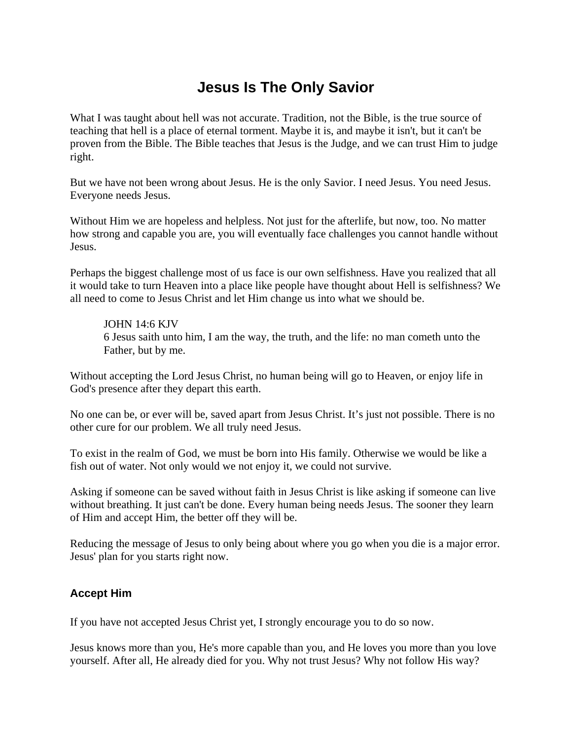# Jesus Is The Only Savior

What I was taught about hell was not accurate. Tradition, not the Bible, is the true source of teaching that hell is a place of eternal torment. Maybe it is, and maybe it isn't, but it can't be proven from the Bible. The Bible teaches that Jesus is the Judge, and we can trust Him to judge right.

But we have not been wrong about Jesus. He is the only Savior. I need Jesus. You need Jesus. Everyone needs Jesus.

Without Him we are hopeless and helpless. Not just for the afterlife, but now, too. No matter how strong and capable you are, you will eventually face challenges you cannot handle without Jesus.

Perhaps the biggest challenge most of us face is our own selfishness. Have you realized that all it would take to turn Heaven into a place like people have thought about Hell is selfishness? We all need to come to Jesus Christ and let Him change us into what we should be.

> JOHN 14:6 KJV
> 6 Jesus saith unto him, I am the way, the truth, and the life: no man cometh unto the Father, but by me.

Without accepting the Lord Jesus Christ, no human being will go to Heaven, or enjoy life in God's presence after they depart this earth.

No one can be, or ever will be, saved apart from Jesus Christ. It's just not possible. There is no other cure for our problem. We all truly need Jesus.

To exist in the realm of God, we must be born into His family. Otherwise we would be like a fish out of water. Not only would we not enjoy it, we could not survive.

Asking if someone can be saved without faith in Jesus Christ is like asking if someone can live without breathing. It just can't be done. Every human being needs Jesus. The sooner they learn of Him and accept Him, the better off they will be.

Reducing the message of Jesus to only being about where you go when you die is a major error. Jesus' plan for you starts right now.

## Accept Him

If you have not accepted Jesus Christ yet, I strongly encourage you to do so now.

Jesus knows more than you, He's more capable than you, and He loves you more than you love yourself. After all, He already died for you. Why not trust Jesus? Why not follow His way?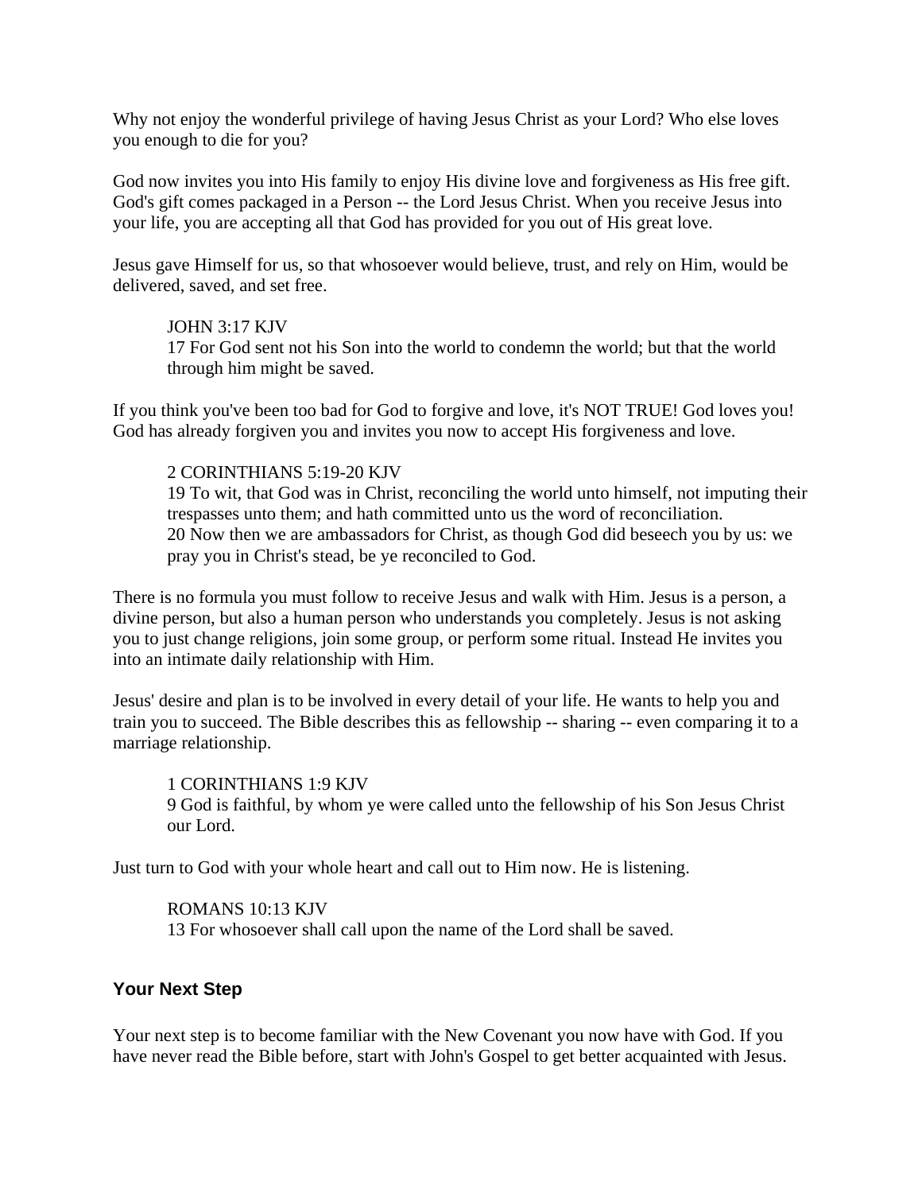Why not enjoy the wonderful privilege of having Jesus Christ as your Lord? Who else loves you enough to die for you?

God now invites you into His family to enjoy His divine love and forgiveness as His free gift. God's gift comes packaged in a Person -- the Lord Jesus Christ. When you receive Jesus into your life, you are accepting all that God has provided for you out of His great love.

Jesus gave Himself for us, so that whosoever would believe, trust, and rely on Him, would be delivered, saved, and set free.

> JOHN 3:17 KJV
> 17 For God sent not his Son into the world to condemn the world; but that the world through him might be saved.

If you think you've been too bad for God to forgive and love, it's NOT TRUE! God loves you! God has already forgiven you and invites you now to accept His forgiveness and love.

> 2 CORINTHIANS 5:19-20 KJV
> 19 To wit, that God was in Christ, reconciling the world unto himself, not imputing their trespasses unto them; and hath committed unto us the word of reconciliation.
> 20 Now then we are ambassadors for Christ, as though God did beseech you by us: we pray you in Christ's stead, be ye reconciled to God.

There is no formula you must follow to receive Jesus and walk with Him. Jesus is a person, a divine person, but also a human person who understands you completely. Jesus is not asking you to just change religions, join some group, or perform some ritual. Instead He invites you into an intimate daily relationship with Him.

Jesus' desire and plan is to be involved in every detail of your life. He wants to help you and train you to succeed. The Bible describes this as fellowship -- sharing -- even comparing it to a marriage relationship.

> 1 CORINTHIANS 1:9 KJV
> 9 God is faithful, by whom ye were called unto the fellowship of his Son Jesus Christ our Lord.

Just turn to God with your whole heart and call out to Him now. He is listening.

> ROMANS 10:13 KJV
> 13 For whosoever shall call upon the name of the Lord shall be saved.

### Your Next Step

Your next step is to become familiar with the New Covenant you now have with God. If you have never read the Bible before, start with John's Gospel to get better acquainted with Jesus.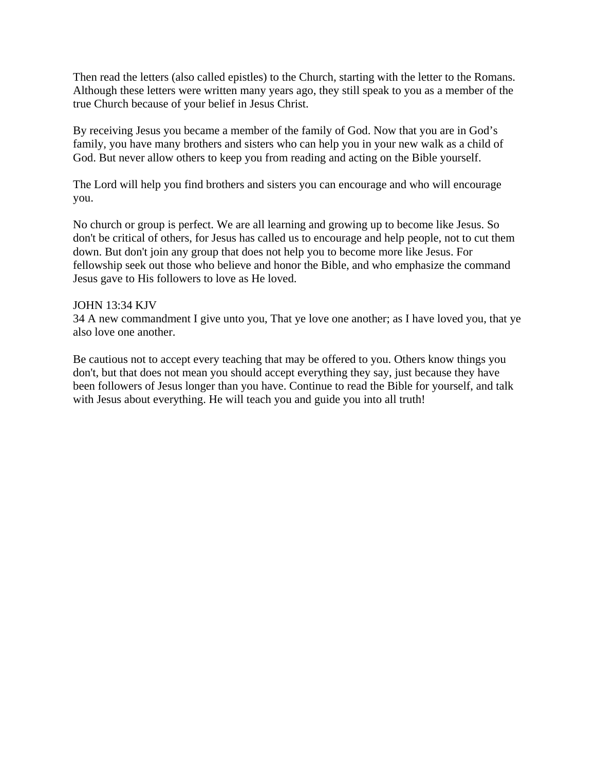Then read the letters (also called epistles) to the Church, starting with the letter to the Romans. Although these letters were written many years ago, they still speak to you as a member of the true Church because of your belief in Jesus Christ.

By receiving Jesus you became a member of the family of God. Now that you are in God's family, you have many brothers and sisters who can help you in your new walk as a child of God. But never allow others to keep you from reading and acting on the Bible yourself.

The Lord will help you find brothers and sisters you can encourage and who will encourage you.

No church or group is perfect. We are all learning and growing up to become like Jesus. So don't be critical of others, for Jesus has called us to encourage and help people, not to cut them down. But don't join any group that does not help you to become more like Jesus. For fellowship seek out those who believe and honor the Bible, and who emphasize the command Jesus gave to His followers to love as He loved.

JOHN 13:34 KJV
34 A new commandment I give unto you, That ye love one another; as I have loved you, that ye also love one another.

Be cautious not to accept every teaching that may be offered to you. Others know things you don't, but that does not mean you should accept everything they say, just because they have been followers of Jesus longer than you have. Continue to read the Bible for yourself, and talk with Jesus about everything. He will teach you and guide you into all truth!